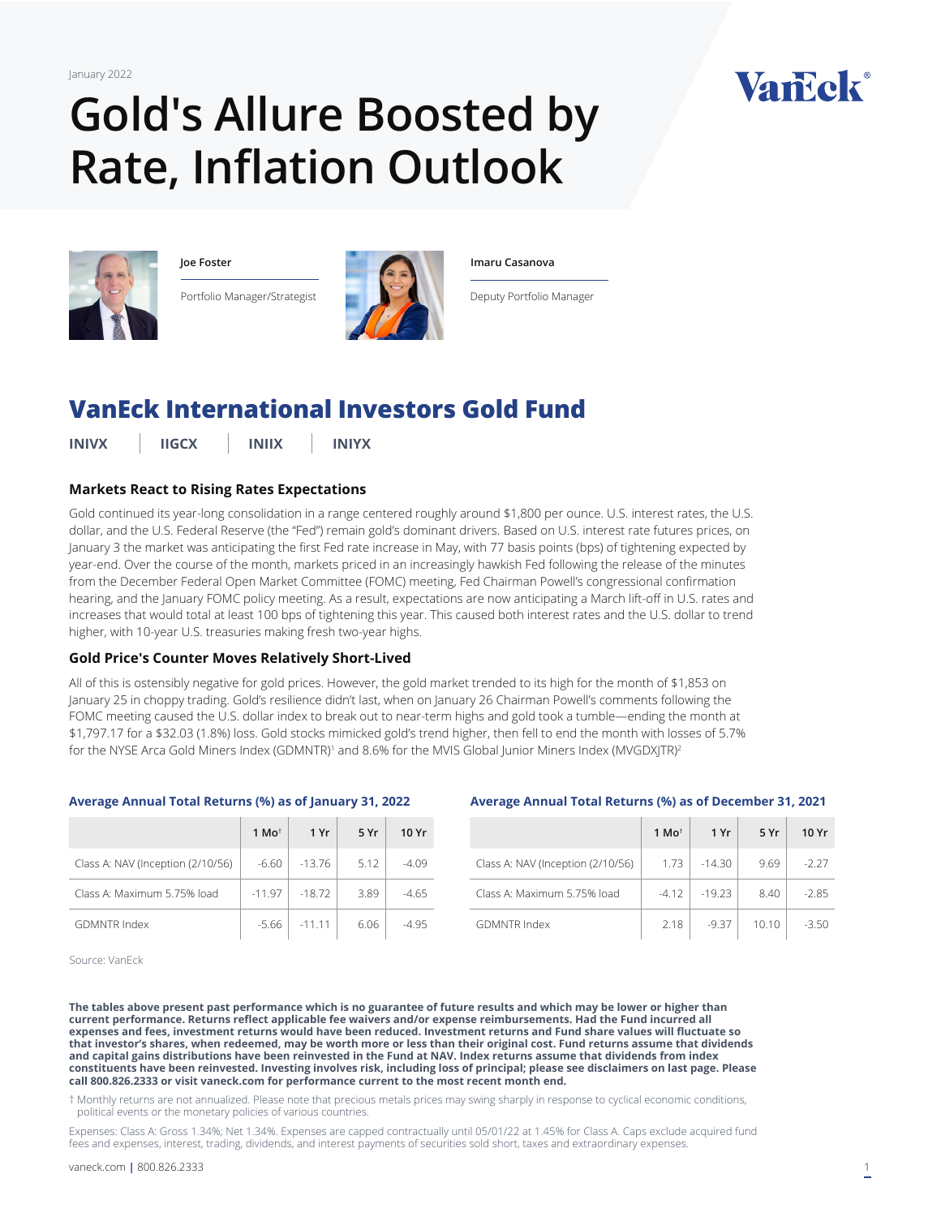January 2022

# Gold's Allure Boosted by Rate, Inflation Outlook

**Joe Foster**

Portfolio Manager/Strategist

**Imaru Casanova**

Deputy Portfolio Manager

## VanEck International Investors Gold Fund

**INIVX** | **IIGCX** | **INIIX** | **INIYX**

### Markets React to Rising Rates Expectations

Gold continued its year-long consolidation in a range centered roughly around $1,800 per ounce. U.S. interest rates, the U.S. dollar, and the U.S. Federal Reserve (the "Fed") remain gold's dominant drivers. Based on U.S. interest rate futures prices, on January 3 the market was anticipating the first Fed rate increase in May, with 77 basis points (bps) of tightening expected by year-end. Over the course of the month, markets priced in an increasingly hawkish Fed following the release of the minutes from the December Federal Open Market Committee (FOMC) meeting, Fed Chairman Powell's congressional confirmation hearing, and the January FOMC policy meeting. As a result, expectations are now anticipating a March lift-off in U.S. rates and increases that would total at least 100 bps of tightening this year. This caused both interest rates and the U.S. dollar to trend higher, with 10-year U.S. treasuries making fresh two-year highs.

### Gold Price's Counter Moves Relatively Short-Lived

All of this is ostensibly negative for gold prices. However, the gold market trended to its high for the month of $1,853 on January 25 in choppy trading. Gold's resilience didn't last, when on January 26 Chairman Powell's comments following the FOMC meeting caused the U.S. dollar index to break out to near-term highs and gold took a tumble—ending the month at $1,797.17 for a $32.03 (1.8%) loss. Gold stocks mimicked gold's trend higher, then fell to end the month with losses of 5.7% for the NYSE Arca Gold Miners Index (GDMNTR)[1] and 8.6% for the MVIS Global Junior Miners Index (MVGDXJTR)[2]

**Average Annual Total Returns (%) as of January 31, 2022**

| | 1 Mo† | 1 Yr | 5 Yr | 10 Yr |
|---|---|---|---|---|
| Class A: NAV (Inception (2/10/56) | -6.60 | -13.76 | 5.12 | -4.09 |
| Class A: Maximum 5.75% load | -11.97 | -18.72 | 3.89 | -4.65 |
| GDMNTR Index | -5.66 | -11.11 | 6.06 | -4.95 |

**Average Annual Total Returns (%) as of December 31, 2021**

| | 1 Mo† | 1 Yr | 5 Yr | 10 Yr |
|---|---|---|---|---|
| Class A: NAV (Inception (2/10/56) | 1.73 | -14.30 | 9.69 | -2.27 |
| Class A: Maximum 5.75% load | -4.12 | -19.23 | 8.40 | -2.85 |
| GDMNTR Index | 2.18 | -9.37 | 10.10 | -3.50 |

Source: VanEck

**The tables above present past performance which is no guarantee of future results and which may be lower or higher than current performance. Returns reflect applicable fee waivers and/or expense reimbursements. Had the Fund incurred all expenses and fees, investment returns would have been reduced. Investment returns and Fund share values will fluctuate so that investor's shares, when redeemed, may be worth more or less than their original cost. Fund returns assume that dividends and capital gains distributions have been reinvested in the Fund at NAV. Index returns assume that dividends from index constituents have been reinvested. Investing involves risk, including loss of principal; please see disclaimers on last page. Please call 800.826.2333 or visit vaneck.com for performance current to the most recent month end.**

† Monthly returns are not annualized. Please note that precious metals prices may swing sharply in response to cyclical economic conditions, political events or the monetary policies of various countries.

Expenses: Class A: Gross 1.34%; Net 1.34%. Expenses are capped contractually until 05/01/22 at 1.45% for Class A. Caps exclude acquired fund fees and expenses, interest, trading, dividends, and interest payments of securities sold short, taxes and extraordinary expenses.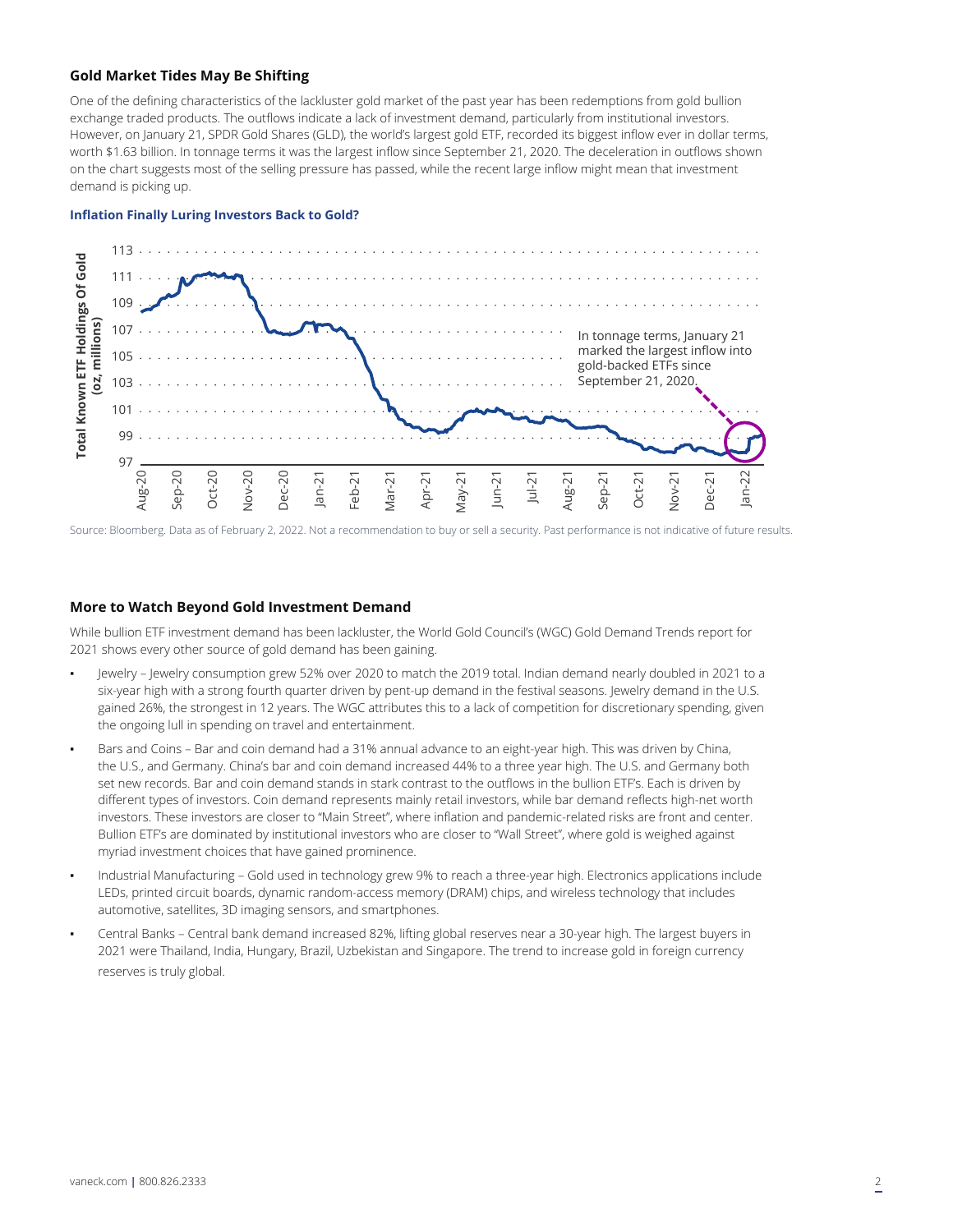## Gold Market Tides May Be Shifting

One of the defining characteristics of the lackluster gold market of the past year has been redemptions from gold bullion exchange traded products. The outflows indicate a lack of investment demand, particularly from institutional investors. However, on January 21, SPDR Gold Shares (GLD), the world's largest gold ETF, recorded its biggest inflow ever in dollar terms, worth $1.63 billion. In tonnage terms it was the largest inflow since September 21, 2020. The deceleration in outflows shown on the chart suggests most of the selling pressure has passed, while the recent large inflow might mean that investment demand is picking up.

**Inflation Finally Luring Investors Back to Gold?**

Source: Bloomberg. Data as of February 2, 2022. Not a recommendation to buy or sell a security. Past performance is not indicative of future results.

## More to Watch Beyond Gold Investment Demand

While bullion ETF investment demand has been lackluster, the World Gold Council's (WGC) Gold Demand Trends report for 2021 shows every other source of gold demand has been gaining.

- Jewelry – Jewelry consumption grew 52% over 2020 to match the 2019 total. Indian demand nearly doubled in 2021 to a six-year high with a strong fourth quarter driven by pent-up demand in the festival seasons. Jewelry demand in the U.S. gained 26%, the strongest in 12 years. The WGC attributes this to a lack of competition for discretionary spending, given the ongoing lull in spending on travel and entertainment.
- Bars and Coins – Bar and coin demand had a 31% annual advance to an eight-year high. This was driven by China, the U.S., and Germany. China's bar and coin demand increased 44% to a three year high. The U.S. and Germany both set new records. Bar and coin demand stands in stark contrast to the outflows in the bullion ETF's. Each is driven by different types of investors. Coin demand represents mainly retail investors, while bar demand reflects high-net worth investors. These investors are closer to "Main Street", where inflation and pandemic-related risks are front and center. Bullion ETF's are dominated by institutional investors who are closer to "Wall Street", where gold is weighed against myriad investment choices that have gained prominence.
- Industrial Manufacturing – Gold used in technology grew 9% to reach a three-year high. Electronics applications include LEDs, printed circuit boards, dynamic random-access memory (DRAM) chips, and wireless technology that includes automotive, satellites, 3D imaging sensors, and smartphones.
- Central Banks – Central bank demand increased 82%, lifting global reserves near a 30-year high. The largest buyers in 2021 were Thailand, India, Hungary, Brazil, Uzbekistan and Singapore. The trend to increase gold in foreign currency reserves is truly global.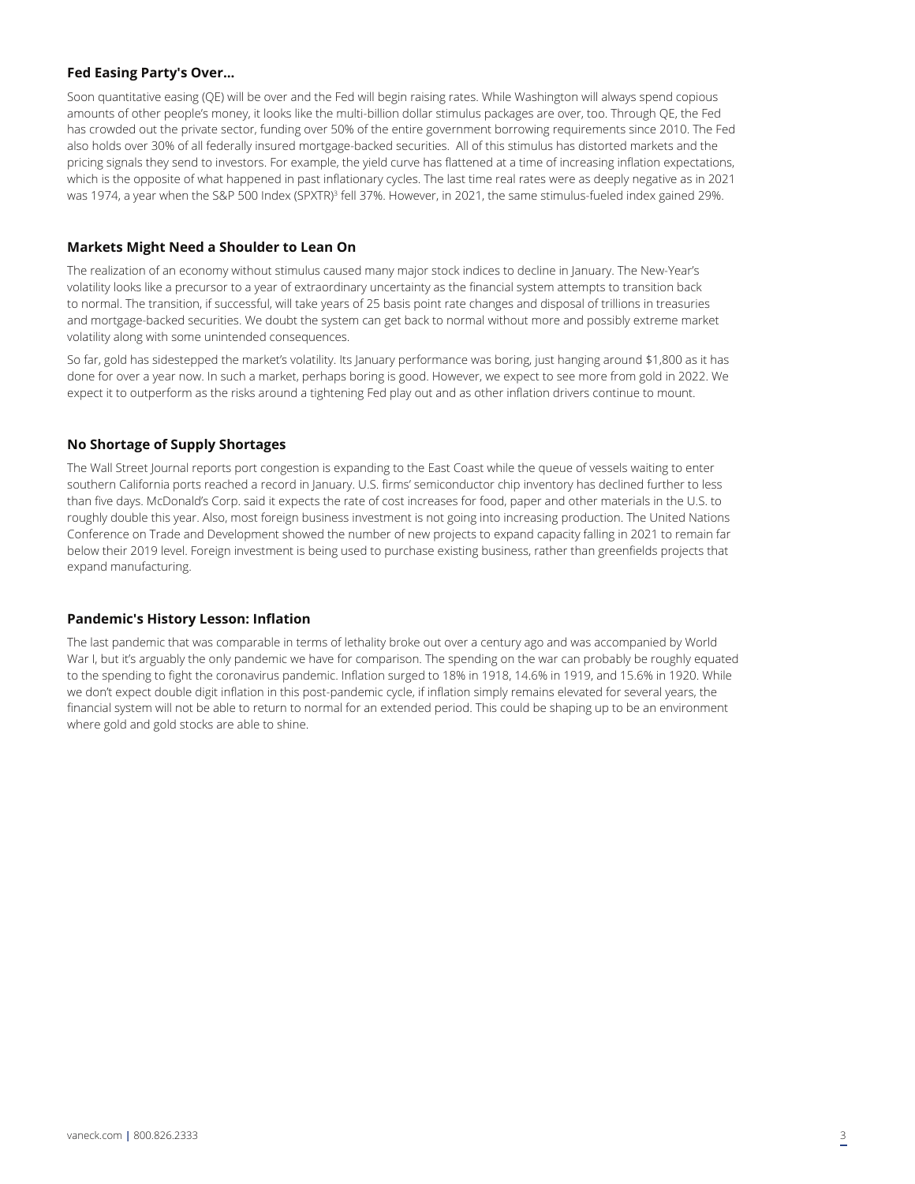### Fed Easing Party's Over...

Soon quantitative easing (QE) will be over and the Fed will begin raising rates. While Washington will always spend copious amounts of other people's money, it looks like the multi-billion dollar stimulus packages are over, too. Through QE, the Fed has crowded out the private sector, funding over 50% of the entire government borrowing requirements since 2010. The Fed also holds over 30% of all federally insured mortgage-backed securities. All of this stimulus has distorted markets and the pricing signals they send to investors. For example, the yield curve has flattened at a time of increasing inflation expectations, which is the opposite of what happened in past inflationary cycles. The last time real rates were as deeply negative as in 2021 was 1974, a year when the S&P 500 Index (SPXTR)[3] fell 37%. However, in 2021, the same stimulus-fueled index gained 29%.

### Markets Might Need a Shoulder to Lean On

The realization of an economy without stimulus caused many major stock indices to decline in January. The New-Year's volatility looks like a precursor to a year of extraordinary uncertainty as the financial system attempts to transition back to normal. The transition, if successful, will take years of 25 basis point rate changes and disposal of trillions in treasuries and mortgage-backed securities. We doubt the system can get back to normal without more and possibly extreme market volatility along with some unintended consequences.

So far, gold has sidestepped the market's volatility. Its January performance was boring, just hanging around $1,800 as it has done for over a year now. In such a market, perhaps boring is good. However, we expect to see more from gold in 2022. We expect it to outperform as the risks around a tightening Fed play out and as other inflation drivers continue to mount.

### No Shortage of Supply Shortages

The Wall Street Journal reports port congestion is expanding to the East Coast while the queue of vessels waiting to enter southern California ports reached a record in January. U.S. firms' semiconductor chip inventory has declined further to less than five days. McDonald's Corp. said it expects the rate of cost increases for food, paper and other materials in the U.S. to roughly double this year. Also, most foreign business investment is not going into increasing production. The United Nations Conference on Trade and Development showed the number of new projects to expand capacity falling in 2021 to remain far below their 2019 level. Foreign investment is being used to purchase existing business, rather than greenfields projects that expand manufacturing.

### Pandemic's History Lesson: Inflation

The last pandemic that was comparable in terms of lethality broke out over a century ago and was accompanied by World War I, but it's arguably the only pandemic we have for comparison. The spending on the war can probably be roughly equated to the spending to fight the coronavirus pandemic. Inflation surged to 18% in 1918, 14.6% in 1919, and 15.6% in 1920. While we don't expect double digit inflation in this post-pandemic cycle, if inflation simply remains elevated for several years, the financial system will not be able to return to normal for an extended period. This could be shaping up to be an environment where gold and gold stocks are able to shine.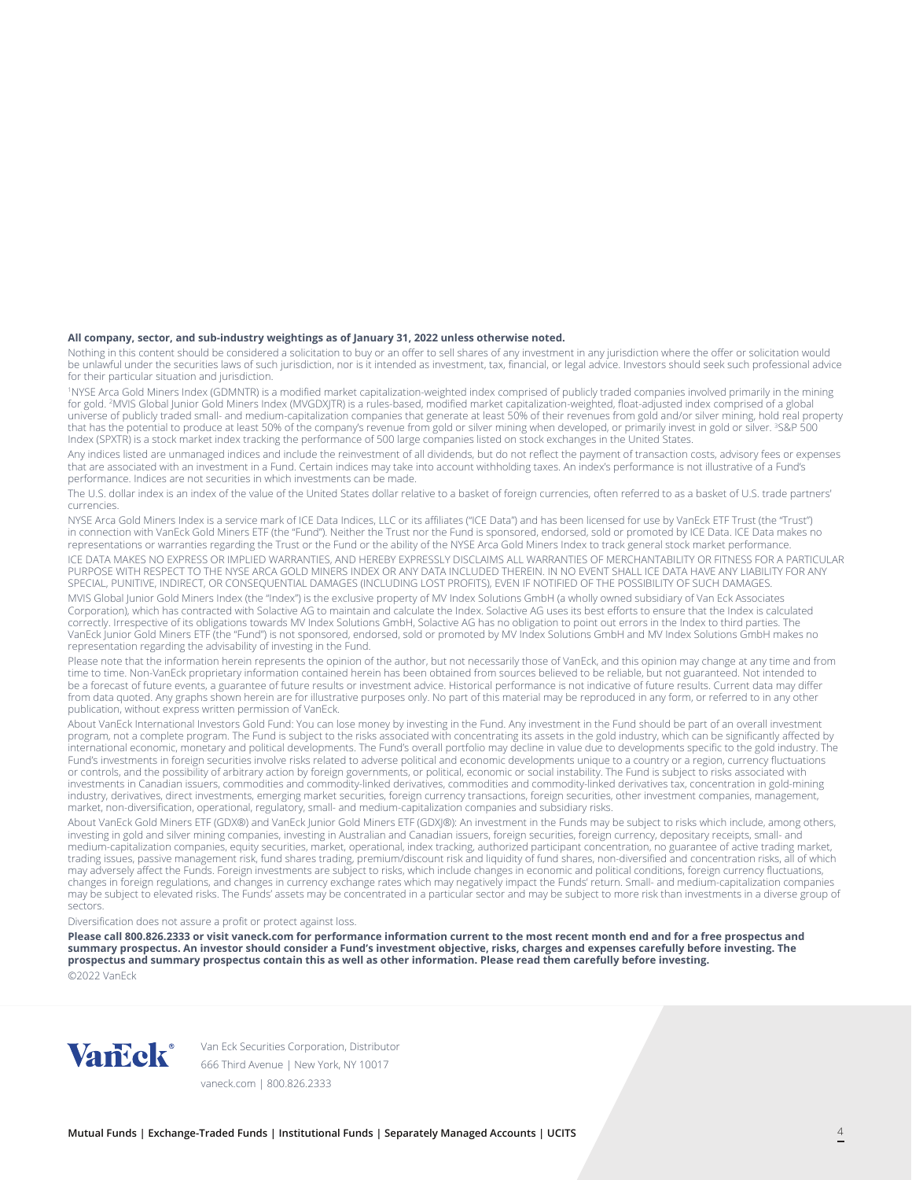**All company, sector, and sub-industry weightings as of January 31, 2022 unless otherwise noted.**

Nothing in this content should be considered a solicitation to buy or an offer to sell shares of any investment in any jurisdiction where the offer or solicitation would be unlawful under the securities laws of such jurisdiction, nor is it intended as investment, tax, financial, or legal advice. Investors should seek such professional advice for their particular situation and jurisdiction.

[1]NYSE Arca Gold Miners Index (GDMNTR) is a modified market capitalization-weighted index comprised of publicly traded companies involved primarily in the mining for gold. [2]MVIS Global Junior Gold Miners Index (MVGDXJTR) is a rules-based, modified market capitalization-weighted, float-adjusted index comprised of a global universe of publicly traded small- and medium-capitalization companies that generate at least 50% of their revenues from gold and/or silver mining, hold real property that has the potential to produce at least 50% of the company's revenue from gold or silver mining when developed, or primarily invest in gold or silver. [3]S&P 500 Index (SPXTR) is a stock market index tracking the performance of 500 large companies listed on stock exchanges in the United States.

Any indices listed are unmanaged indices and include the reinvestment of all dividends, but do not reflect the payment of transaction costs, advisory fees or expenses that are associated with an investment in a Fund. Certain indices may take into account withholding taxes. An index's performance is not illustrative of a Fund's performance. Indices are not securities in which investments can be made.

The U.S. dollar index is an index of the value of the United States dollar relative to a basket of foreign currencies, often referred to as a basket of U.S. trade partners' currencies.

NYSE Arca Gold Miners Index is a service mark of ICE Data Indices, LLC or its affiliates ("ICE Data") and has been licensed for use by VanEck ETF Trust (the "Trust") in connection with VanEck Gold Miners ETF (the "Fund"). Neither the Trust nor the Fund is sponsored, endorsed, sold or promoted by ICE Data. ICE Data makes no representations or warranties regarding the Trust or the Fund or the ability of the NYSE Arca Gold Miners Index to track general stock market performance.

ICE DATA MAKES NO EXPRESS OR IMPLIED WARRANTIES, AND HEREBY EXPRESSLY DISCLAIMS ALL WARRANTIES OF MERCHANTABILITY OR FITNESS FOR A PARTICULAR PURPOSE WITH RESPECT TO THE NYSE ARCA GOLD MINERS INDEX OR ANY DATA INCLUDED THEREIN. IN NO EVENT SHALL ICE DATA HAVE ANY LIABILITY FOR ANY SPECIAL, PUNITIVE, INDIRECT, OR CONSEQUENTIAL DAMAGES (INCLUDING LOST PROFITS), EVEN IF NOTIFIED OF THE POSSIBILITY OF SUCH DAMAGES.

MVIS Global Junior Gold Miners Index (the "Index") is the exclusive property of MV Index Solutions GmbH (a wholly owned subsidiary of Van Eck Associates Corporation), which has contracted with Solactive AG to maintain and calculate the Index. Solactive AG uses its best efforts to ensure that the Index is calculated correctly. Irrespective of its obligations towards MV Index Solutions GmbH, Solactive AG has no obligation to point out errors in the Index to third parties. The VanEck Junior Gold Miners ETF (the "Fund") is not sponsored, endorsed, sold or promoted by MV Index Solutions GmbH and MV Index Solutions GmbH makes no representation regarding the advisability of investing in the Fund.

Please note that the information herein represents the opinion of the author, but not necessarily those of VanEck, and this opinion may change at any time and from time to time. Non-VanEck proprietary information contained herein has been obtained from sources believed to be reliable, but not guaranteed. Not intended to be a forecast of future events, a guarantee of future results or investment advice. Historical performance is not indicative of future results. Current data may differ from data quoted. Any graphs shown herein are for illustrative purposes only. No part of this material may be reproduced in any form, or referred to in any other publication, without express written permission of VanEck.

About VanEck International Investors Gold Fund: You can lose money by investing in the Fund. Any investment in the Fund should be part of an overall investment program, not a complete program. The Fund is subject to the risks associated with concentrating its assets in the gold industry, which can be significantly affected by international economic, monetary and political developments. The Fund's overall portfolio may decline in value due to developments specific to the gold industry. The Fund's investments in foreign securities involve risks related to adverse political and economic developments unique to a country or a region, currency fluctuations or controls, and the possibility of arbitrary action by foreign governments, or political, economic or social instability. The Fund is subject to risks associated with investments in Canadian issuers, commodities and commodity-linked derivatives, commodities and commodity-linked derivatives tax, concentration in gold-mining industry, derivatives, direct investments, emerging market securities, foreign currency transactions, foreign securities, other investment companies, management, market, non-diversification, operational, regulatory, small- and medium-capitalization companies and subsidiary risks.

About VanEck Gold Miners ETF (GDX®) and VanEck Junior Gold Miners ETF (GDXJ®): An investment in the Funds may be subject to risks which include, among others, investing in gold and silver mining companies, investing in Australian and Canadian issuers, foreign securities, foreign currency, depositary receipts, small- and medium-capitalization companies, equity securities, market, operational, index tracking, authorized participant concentration, no guarantee of active trading market, trading issues, passive management risk, fund shares trading, premium/discount risk and liquidity of fund shares, non-diversified and concentration risks, all of which may adversely affect the Funds. Foreign investments are subject to risks, which include changes in economic and political conditions, foreign currency fluctuations, changes in foreign regulations, and changes in currency exchange rates which may negatively impact the Funds' return. Small- and medium-capitalization companies may be subject to elevated risks. The Funds' assets may be concentrated in a particular sector and may be subject to more risk than investments in a diverse group of sectors.

Diversification does not assure a profit or protect against loss.

**Please call 800.826.2333 or visit vaneck.com for performance information current to the most recent month end and for a free prospectus and summary prospectus. An investor should consider a Fund's investment objective, risks, charges and expenses carefully before investing. The prospectus and summary prospectus contain this as well as other information. Please read them carefully before investing.**

©2022 VanEck

VanEck®

Van Eck Securities Corporation, Distributor
666 Third Avenue | New York, NY 10017
vaneck.com | 800.826.2333

**Mutual Funds | Exchange-Traded Funds | Institutional Funds | Separately Managed Accounts | UCITS**